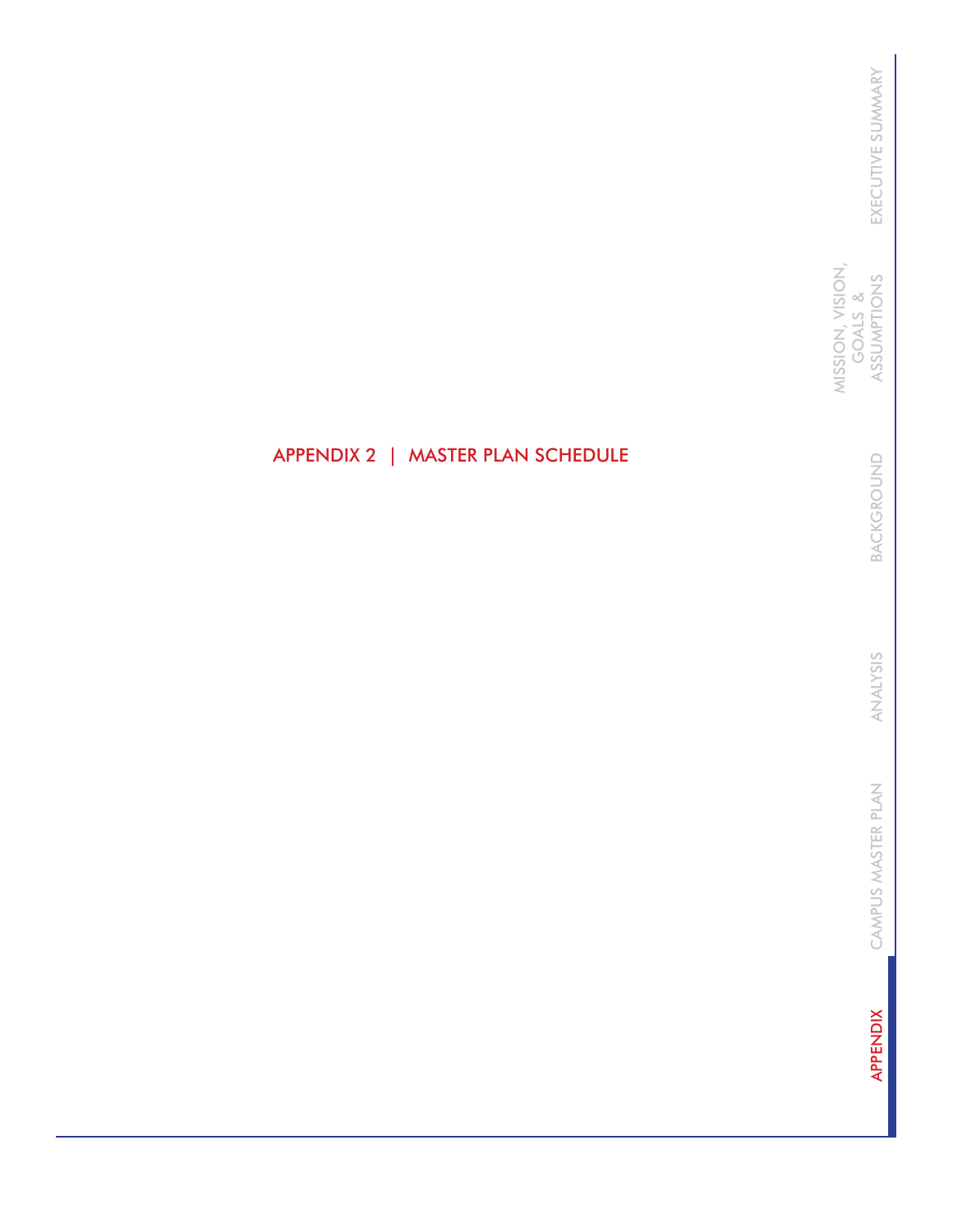# APPENDIX 2 | MASTER PLAN SCHEDULE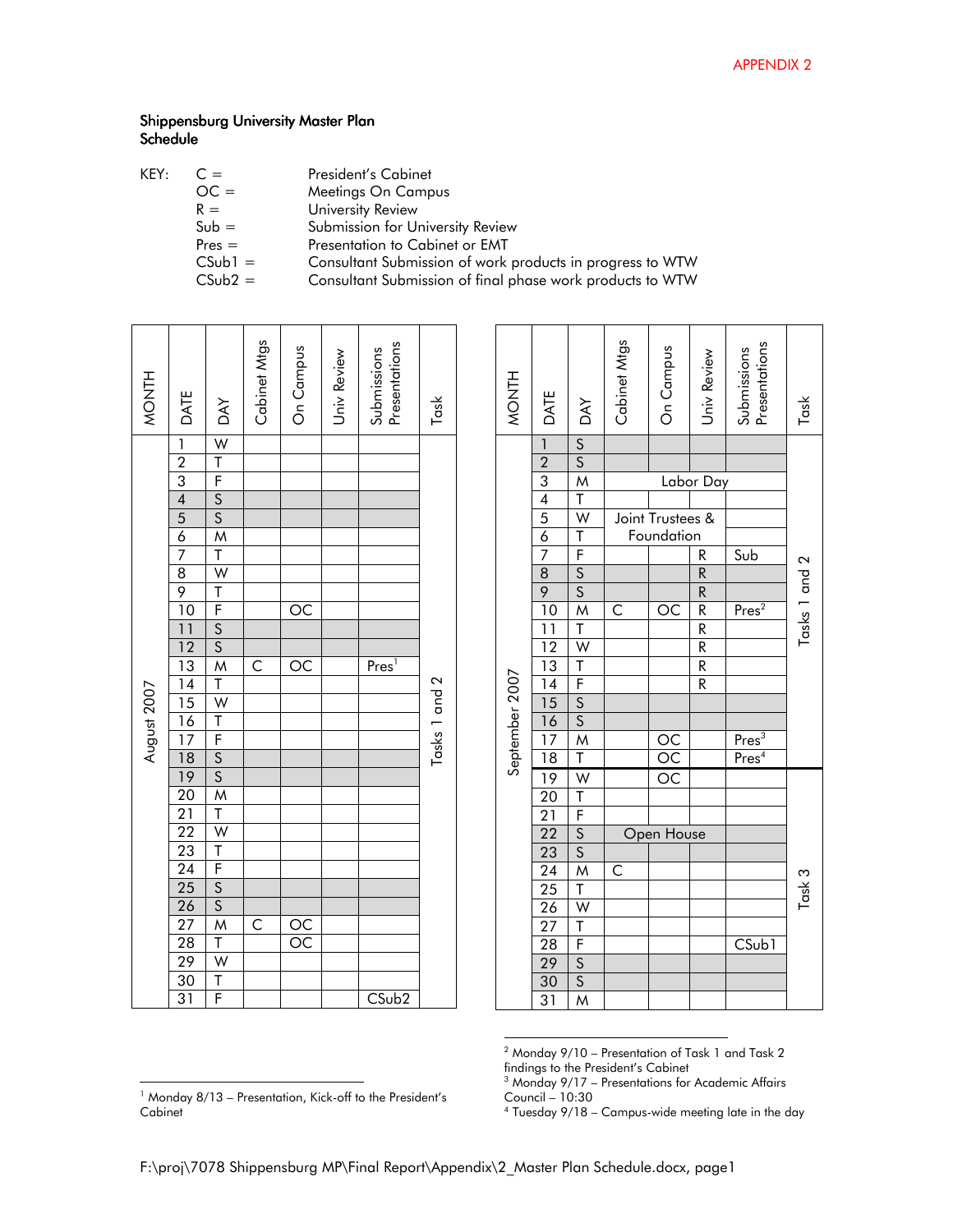APPENDIX 2

## Shippensburg University Master Plan Schedule

KEY:

| | |
|---|---|
| C = | President's Cabinet |
| OC = | Meetings On Campus |
| R = | University Review |
| Sub = | Submission for University Review |
| Pres = | Presentation to Cabinet or EMT |
| CSub1 = | Consultant Submission of work products in progress to WTW |
| CSub2 = | Consultant Submission of final phase work products to WTW |

| MONTH | DATE | DAY | Cabinet Mtgs | On Campus | Univ Review | Submissions Presentations | Task |
|---|---|---|---|---|---|---|---|
| August 2007 | 1 | W | | | | | Tasks 1 and 2 |
| | 2 | T | | | | | |
| | 3 | F | | | | | |
| | 4 | S | | | | | |
| | 5 | S | | | | | |
| | 6 | M | | | | | |
| | 7 | T | | | | | |
| | 8 | W | | | | | |
| | 9 | T | | | | | |
| | 10 | F | | OC | | | |
| | 11 | S | | | | | |
| | 12 | S | | | | | |
| | 13 | M | C | OC | | Pres[1] | |
| | 14 | T | | | | | |
| | 15 | W | | | | | |
| | 16 | T | | | | | |
| | 17 | F | | | | | |
| | 18 | S | | | | | |
| | 19 | S | | | | | |
| | 20 | M | | | | | |
| | 21 | T | | | | | |
| | 22 | W | | | | | |
| | 23 | T | | | | | |
| | 24 | F | | | | | |
| | 25 | S | | | | | |
| | 26 | S | | | | | |
| | 27 | M | C | OC | | | |
| | 28 | T | | OC | | | |
| | 29 | W | | | | | |
| | 30 | T | | | | | |
| | 31 | F | | | | CSub2 | |

| MONTH | DATE | DAY | Cabinet Mtgs | On Campus | Univ Review | Submissions Presentations | Task |
|---|---|---|---|---|---|---|---|
| September 2007 | 1 | S | | | | | Tasks 1 and 2 |
| | 2 | S | | | | | |
| | 3 | M | Labor Day | | | | |
| | 4 | T | | | | | |
| | 5 | W | Joint Trustees & Foundation | | | | |
| | 6 | T | | | | | |
| | 7 | F | | | R | Sub | |
| | 8 | S | | | R | | |
| | 9 | S | | | R | | |
| | 10 | M | C | OC | R | Pres[2] | |
| | 11 | T | | | R | | |
| | 12 | W | | | R | | |
| | 13 | T | | | R | | |
| | 14 | F | | | R | | |
| | 15 | S | | | | | |
| | 16 | S | | | | | |
| | 17 | M | | OC | | Pres[3] | |
| | 18 | T | | OC | | Pres[4] | |
| | 19 | W | | OC | | | Task 3 |
| | 20 | T | | | | | |
| | 21 | F | | | | | |
| | 22 | S | Open House | | | | |
| | 23 | S | | | | | |
| | 24 | M | C | | | | |
| | 25 | T | | | | | |
| | 26 | W | | | | | |
| | 27 | T | | | | | |
| | 28 | F | | | | CSub1 | |
| | 29 | S | | | | | |
| | 30 | S | | | | | |
| | 31 | M | | | | | |

[1] Monday 8/13 – Presentation, Kick-off to the President's Cabinet

[2] Monday 9/10 – Presentation of Task 1 and Task 2 findings to the President's Cabinet

[3] Monday 9/17 – Presentations for Academic Affairs Council – 10:30

[4] Tuesday 9/18 – Campus-wide meeting late in the day

F:\proj\7078 Shippensburg MP\Final Report\Appendix\2_Master Plan Schedule.docx, page1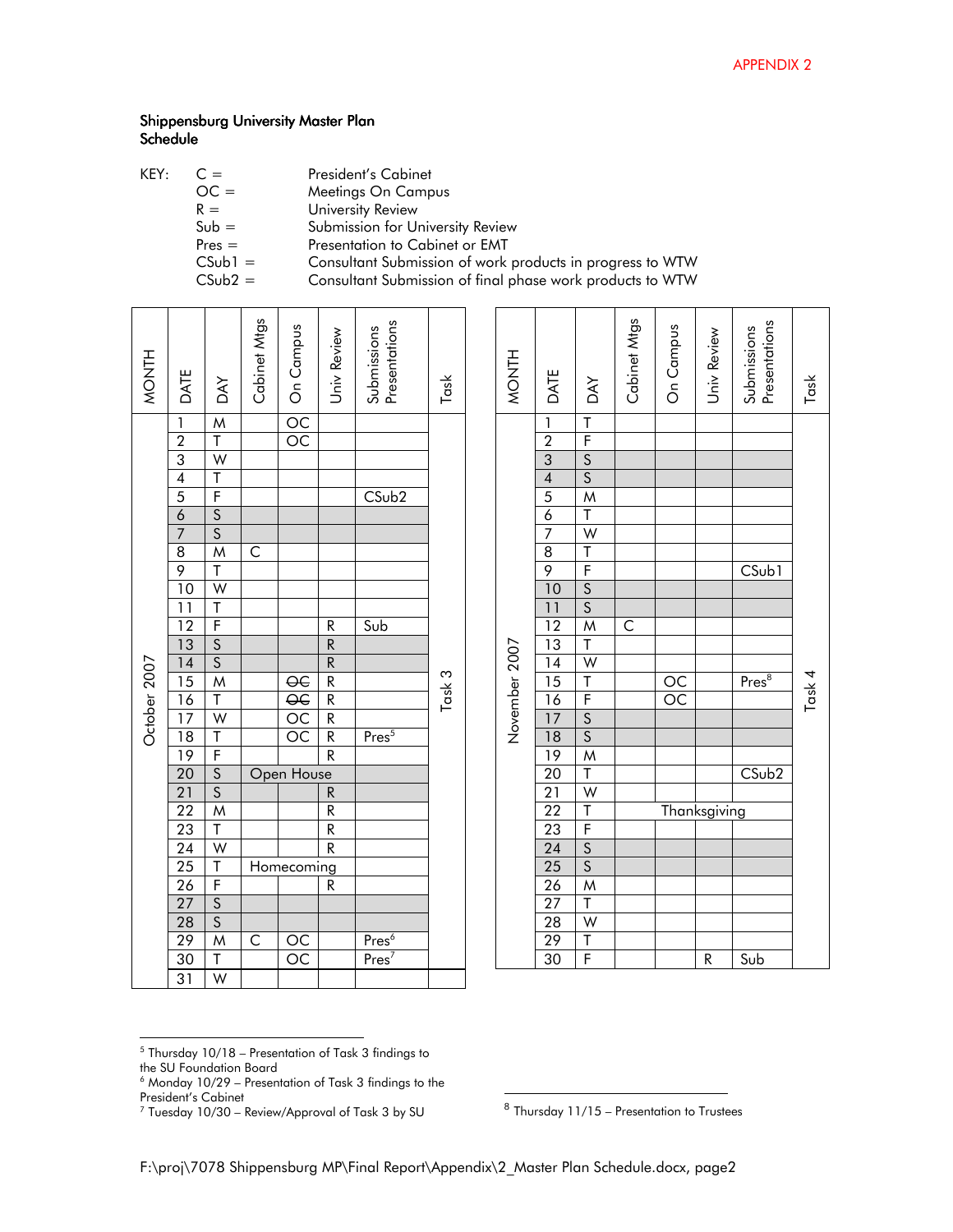APPENDIX 2

**Shippensburg University Master Plan**
**Schedule**

KEY:

| | |
|---|---|
| C = | President's Cabinet |
| OC = | Meetings On Campus |
| R = | University Review |
| Sub = | Submission for University Review |
| Pres = | Presentation to Cabinet or EMT |
| CSub1 = | Consultant Submission of work products in progress to WTW |
| CSub2 = | Consultant Submission of final phase work products to WTW |

| MONTH | DATE | DAY | Cabinet Mtgs | On Campus | Univ Review | Submissions Presentations | Task |
|---|---|---|---|---|---|---|---|
| October 2007 | 1 | M | | OC | | | Task 3 |
| | 2 | T | | OC | | | |
| | 3 | W | | | | | |
| | 4 | T | | | | | |
| | 5 | F | | | | CSub2 | |
| | 6 | S | | | | | |
| | 7 | S | | | | | |
| | 8 | M | C | | | | |
| | 9 | T | | | | | |
| | 10 | W | | | | | |
| | 11 | T | | | | | |
| | 12 | F | | | R | Sub | |
| | 13 | S | | | R | | |
| | 14 | S | | | R | | |
| | 15 | M | | ~~OC~~ | R | | |
| | 16 | T | | ~~OC~~ | R | | |
| | 17 | W | | OC | R | | |
| | 18 | T | | OC | R | Pres[5] | |
| | 19 | F | | | R | | |
| | 20 | S | Open House | | | | |
| | 21 | S | | | R | | |
| | 22 | M | | | R | | |
| | 23 | T | | | R | | |
| | 24 | W | | | R | | |
| | 25 | T | Homecoming | | | | |
| | 26 | F | | | R | | |
| | 27 | S | | | | | |
| | 28 | S | | | | | |
| | 29 | M | C | OC | | Pres[6] | |
| | 30 | T | | OC | | Pres[7] | |
| | 31 | W | | | | | |

| MONTH | DATE | DAY | Cabinet Mtgs | On Campus | Univ Review | Submissions Presentations | Task |
|---|---|---|---|---|---|---|---|
| November 2007 | 1 | T | | | | | Task 4 |
| | 2 | F | | | | | |
| | 3 | S | | | | | |
| | 4 | S | | | | | |
| | 5 | M | | | | | |
| | 6 | T | | | | | |
| | 7 | W | | | | | |
| | 8 | T | | | | | |
| | 9 | F | | | | CSub1 | |
| | 10 | S | | | | | |
| | 11 | S | | | | | |
| | 12 | M | C | | | | |
| | 13 | T | | | | | |
| | 14 | W | | | | | |
| | 15 | T | | OC | | Pres[8] | |
| | 16 | F | | OC | | | |
| | 17 | S | | | | | |
| | 18 | S | | | | | |
| | 19 | M | | | | | |
| | 20 | T | | | | CSub2 | |
| | 21 | W | | | | | |
| | 22 | T | Thanksgiving | | | | |
| | 23 | F | | | | | |
| | 24 | S | | | | | |
| | 25 | S | | | | | |
| | 26 | M | | | | | |
| | 27 | T | | | | | |
| | 28 | W | | | | | |
| | 29 | T | | | | | |
| | 30 | F | | | R | Sub | |

[5] Thursday 10/18 – Presentation of Task 3 findings to the SU Foundation Board

[6] Monday 10/29 – Presentation of Task 3 findings to the President's Cabinet

[7] Tuesday 10/30 – Review/Approval of Task 3 by SU

[8] Thursday 11/15 – Presentation to Trustees

F:\proj\7078 Shippensburg MP\Final Report\Appendix\2_Master Plan Schedule.docx, page2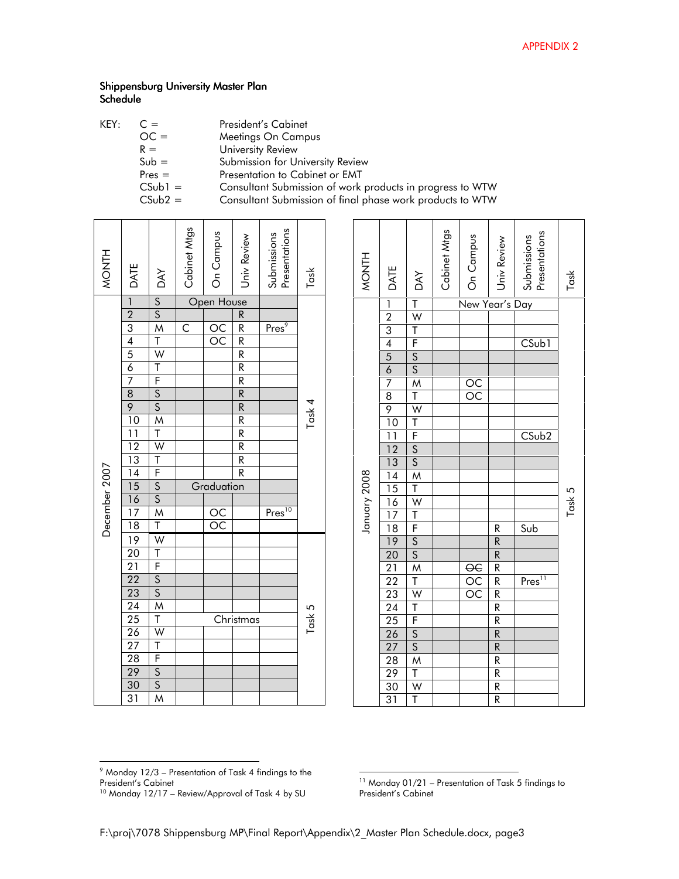APPENDIX 2

**Shippensburg University Master Plan Schedule**

KEY:

| Code | Meaning |
|---|---|
| C = | President's Cabinet |
| OC = | Meetings On Campus |
| R = | University Review |
| Sub = | Submission for University Review |
| Pres = | Presentation to Cabinet or EMT |
| CSub1 = | Consultant Submission of work products in progress to WTW |
| CSub2 = | Consultant Submission of final phase work products to WTW |

| MONTH | DATE | DAY | Cabinet Mtgs | On Campus | Univ Review | Submissions Presentations | Task |
|---|---|---|---|---|---|---|---|
| December 2007 | 1 | S | Open House | | | | Task 4 |
| | 2 | S | | | R | | |
| | 3 | M | C | OC | R | Pres[9] | |
| | 4 | T | | OC | R | | |
| | 5 | W | | | R | | |
| | 6 | T | | | R | | |
| | 7 | F | | | R | | |
| | 8 | S | | | R | | |
| | 9 | S | | | R | | |
| | 10 | M | | | R | | |
| | 11 | T | | | R | | |
| | 12 | W | | | R | | |
| | 13 | T | | | R | | |
| | 14 | F | | | R | | |
| | 15 | S | Graduation | | | | |
| | 16 | S | | | | | |
| | 17 | M | | OC | | Pres[10] | |
| | 18 | T | | OC | | | |
| | 19 | W | | | | | Task 5 |
| | 20 | T | | | | | |
| | 21 | F | | | | | |
| | 22 | S | | | | | |
| | 23 | S | | | | | |
| | 24 | M | | | | | |
| | 25 | T | Christmas | | | | |
| | 26 | W | | | | | |
| | 27 | T | | | | | |
| | 28 | F | | | | | |
| | 29 | S | | | | | |
| | 30 | S | | | | | |
| | 31 | M | | | | | |

| MONTH | DATE | DAY | Cabinet Mtgs | On Campus | Univ Review | Submissions Presentations | Task |
|---|---|---|---|---|---|---|---|
| January 2008 | 1 | T | New Year's Day | | | | Task 5 |
| | 2 | W | | | | | |
| | 3 | T | | | | | |
| | 4 | F | | | | CSub1 | |
| | 5 | S | | | | | |
| | 6 | S | | | | | |
| | 7 | M | | OC | | | |
| | 8 | T | | OC | | | |
| | 9 | W | | | | | |
| | 10 | T | | | | | |
| | 11 | F | | | | CSub2 | |
| | 12 | S | | | | | |
| | 13 | S | | | | | |
| | 14 | M | | | | | |
| | 15 | T | | | | | |
| | 16 | W | | | | | |
| | 17 | T | | | | | |
| | 18 | F | | | R | Sub | |
| | 19 | S | | | R | | |
| | 20 | S | | | R | | |
| | 21 | M | | ~~OC~~ | R | | |
| | 22 | T | | OC | R | Pres[11] | |
| | 23 | W | | OC | R | | |
| | 24 | T | | | R | | |
| | 25 | F | | | R | | |
| | 26 | S | | | R | | |
| | 27 | S | | | R | | |
| | 28 | M | | | R | | |
| | 29 | T | | | R | | |
| | 30 | W | | | R | | |
| | 31 | T | | | R | | |

[9] Monday 12/3 – Presentation of Task 4 findings to the President's Cabinet

[10] Monday 12/17 – Review/Approval of Task 4 by SU

[11] Monday 01/21 – Presentation of Task 5 findings to President's Cabinet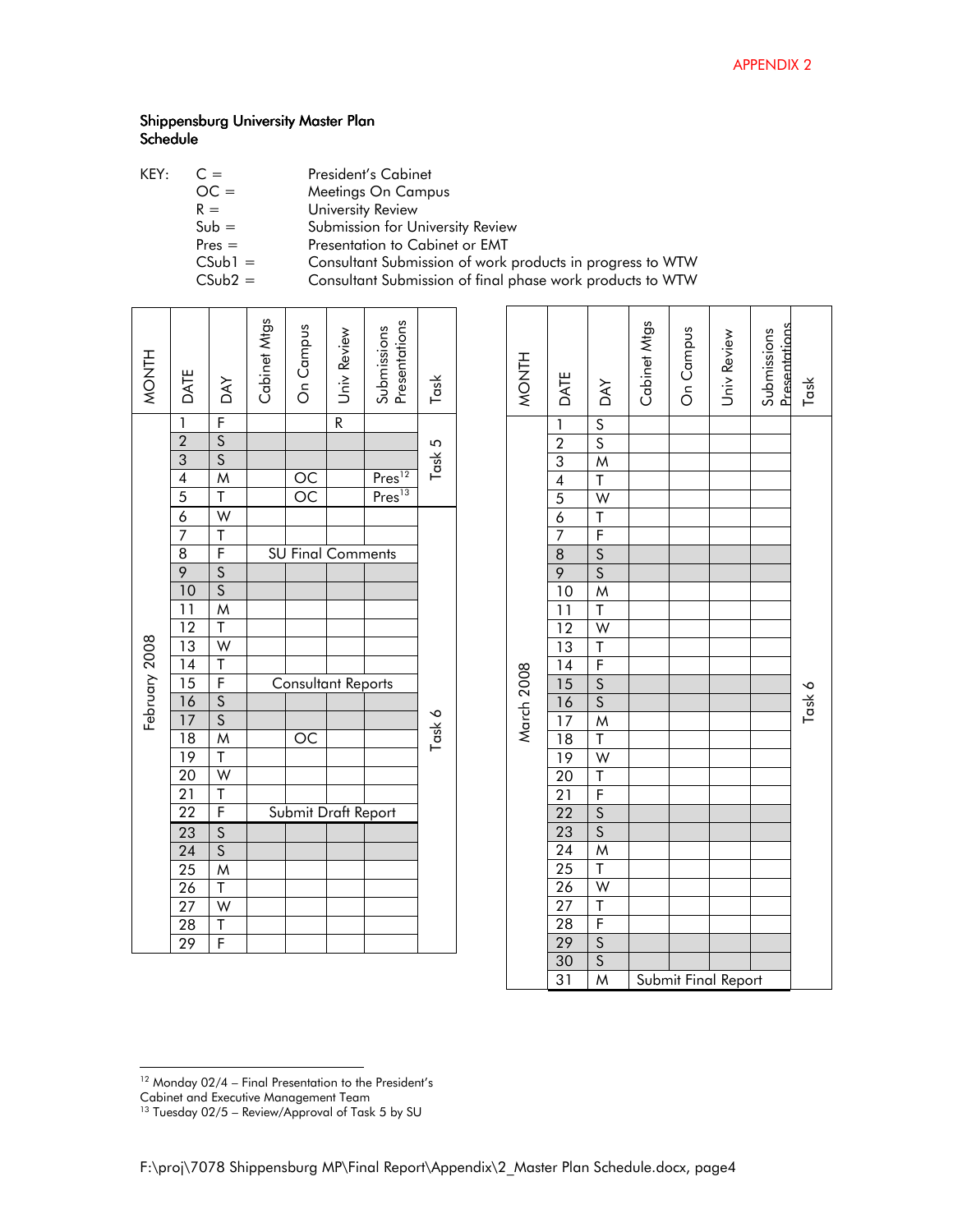APPENDIX 2

**Shippensburg University Master Plan**
**Schedule**

KEY:

- C = President's Cabinet
- OC = Meetings On Campus
- R = University Review
- Sub = Submission for University Review
- Pres = Presentation to Cabinet or EMT
- CSub1 = Consultant Submission of work products in progress to WTW
- CSub2 = Consultant Submission of final phase work products to WTW

| MONTH | DATE | DAY | Cabinet Mtgs | On Campus | Univ Review | Submissions Presentations | Task |
|---|---|---|---|---|---|---|---|
| February 2008 | 1 | F | | | R | | Task 5 |
| | 2 | S | | | | | |
| | 3 | S | | | | | |
| | 4 | M | | OC | | Pres[12] | |
| | 5 | T | | OC | | Pres[13] | |
| | 6 | W | | | | | Task 6 |
| | 7 | T | | | | | |
| | 8 | F | SU Final Comments | | | | |
| | 9 | S | | | | | |
| | 10 | S | | | | | |
| | 11 | M | | | | | |
| | 12 | T | | | | | |
| | 13 | W | | | | | |
| | 14 | T | | | | | |
| | 15 | F | Consultant Reports | | | | |
| | 16 | S | | | | | |
| | 17 | S | | | | | |
| | 18 | M | | OC | | | |
| | 19 | T | | | | | |
| | 20 | W | | | | | |
| | 21 | T | | | | | |
| | 22 | F | Submit Draft Report | | | | |
| | 23 | S | | | | | |
| | 24 | S | | | | | |
| | 25 | M | | | | | |
| | 26 | T | | | | | |
| | 27 | W | | | | | |
| | 28 | T | | | | | |
| | 29 | F | | | | | |

| MONTH | DATE | DAY | Cabinet Mtgs | On Campus | Univ Review | Submissions Presentations | Task |
|---|---|---|---|---|---|---|---|
| March 2008 | 1 | S | | | | | Task 6 |
| | 2 | S | | | | | |
| | 3 | M | | | | | |
| | 4 | T | | | | | |
| | 5 | W | | | | | |
| | 6 | T | | | | | |
| | 7 | F | | | | | |
| | 8 | S | | | | | |
| | 9 | S | | | | | |
| | 10 | M | | | | | |
| | 11 | T | | | | | |
| | 12 | W | | | | | |
| | 13 | T | | | | | |
| | 14 | F | | | | | |
| | 15 | S | | | | | |
| | 16 | S | | | | | |
| | 17 | M | | | | | |
| | 18 | T | | | | | |
| | 19 | W | | | | | |
| | 20 | T | | | | | |
| | 21 | F | | | | | |
| | 22 | S | | | | | |
| | 23 | S | | | | | |
| | 24 | M | | | | | |
| | 25 | T | | | | | |
| | 26 | W | | | | | |
| | 27 | T | | | | | |
| | 28 | F | | | | | |
| | 29 | S | | | | | |
| | 30 | S | | | | | |
| | 31 | M | Submit Final Report | | | | |

[12] Monday 02/4 – Final Presentation to the President's Cabinet and Executive Management Team

[13] Tuesday 02/5 – Review/Approval of Task 5 by SU